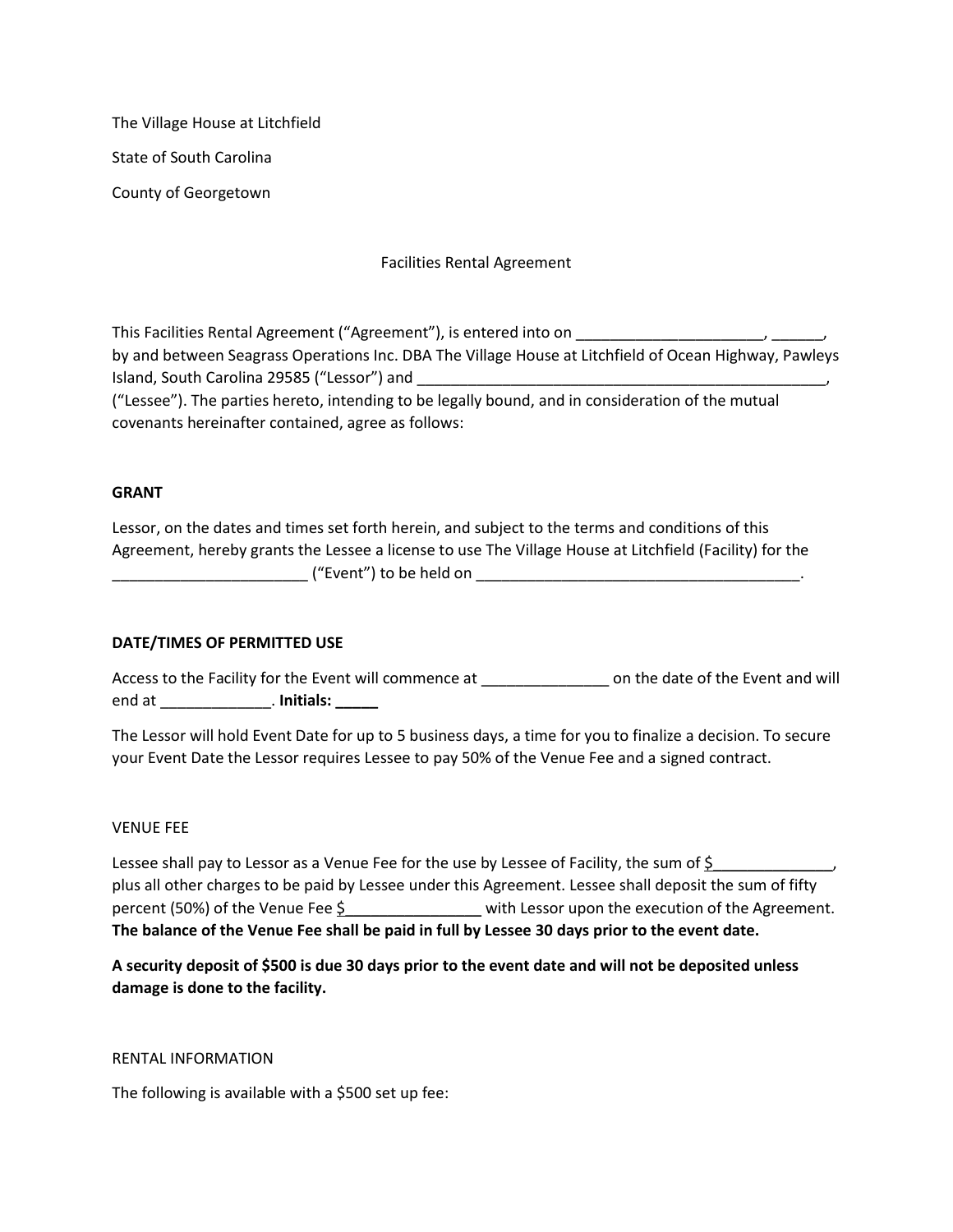The Village House at Litchfield

State of South Carolina

County of Georgetown

Facilities Rental Agreement

This Facilities Rental Agreement ("Agreement"), is entered into on _____________________, ______, by and between Seagrass Operations Inc. DBA The Village House at Litchfield of Ocean Highway, Pawleys Island, South Carolina 29585 ("Lessor") and __________________________________________________, ("Lessee"). The parties hereto, intending to be legally bound, and in consideration of the mutual covenants hereinafter contained, agree as follows:

**GRANT**

Lessor, on the dates and times set forth herein, and subject to the terms and conditions of this Agreement, hereby grants the Lessee a license to use The Village House at Litchfield (Facility) for the _______________________ ("Event") to be held on _______________________________________.

**DATE/TIMES OF PERMITTED USE**

Access to the Facility for the Event will commence at _______________ on the date of the Event and will end at _____________. **Initials: _____**

The Lessor will hold Event Date for up to 5 business days, a time for you to finalize a decision. To secure your Event Date the Lessor requires Lessee to pay 50% of the Venue Fee and a signed contract.

VENUE FEE

Lessee shall pay to Lessor as a Venue Fee for the use by Lessee of Facility, the sum of $______________, plus all other charges to be paid by Lessee under this Agreement. Lessee shall deposit the sum of fifty percent (50%) of the Venue Fee $________________ with Lessor upon the execution of the Agreement. **The balance of the Venue Fee shall be paid in full by Lessee 30 days prior to the event date.**

**A security deposit of $500 is due 30 days prior to the event date and will not be deposited unless damage is done to the facility.**

RENTAL INFORMATION

The following is available with a $500 set up fee: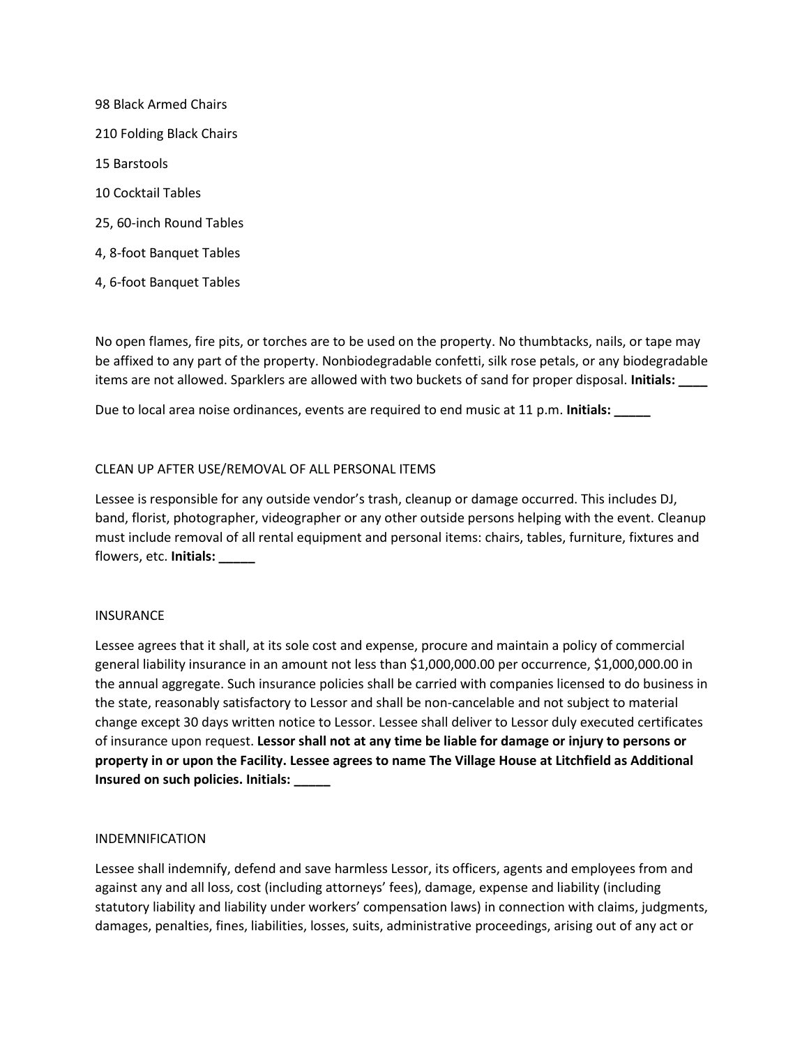98 Black Armed Chairs

210 Folding Black Chairs

15 Barstools

10 Cocktail Tables

25, 60-inch Round Tables

4, 8-foot Banquet Tables

4, 6-foot Banquet Tables

No open flames, fire pits, or torches are to be used on the property. No thumbtacks, nails, or tape may be affixed to any part of the property. Nonbiodegradable confetti, silk rose petals, or any biodegradable items are not allowed. Sparklers are allowed with two buckets of sand for proper disposal. **Initials: ____**

Due to local area noise ordinances, events are required to end music at 11 p.m. **Initials: _____**

CLEAN UP AFTER USE/REMOVAL OF ALL PERSONAL ITEMS

Lessee is responsible for any outside vendor's trash, cleanup or damage occurred. This includes DJ, band, florist, photographer, videographer or any other outside persons helping with the event. Cleanup must include removal of all rental equipment and personal items: chairs, tables, furniture, fixtures and flowers, etc. **Initials: _____**

INSURANCE

Lessee agrees that it shall, at its sole cost and expense, procure and maintain a policy of commercial general liability insurance in an amount not less than $1,000,000.00 per occurrence, $1,000,000.00 in the annual aggregate. Such insurance policies shall be carried with companies licensed to do business in the state, reasonably satisfactory to Lessor and shall be non-cancelable and not subject to material change except 30 days written notice to Lessor. Lessee shall deliver to Lessor duly executed certificates of insurance upon request. **Lessor shall not at any time be liable for damage or injury to persons or property in or upon the Facility. Lessee agrees to name The Village House at Litchfield as Additional Insured on such policies. Initials: _____**

INDEMNIFICATION

Lessee shall indemnify, defend and save harmless Lessor, its officers, agents and employees from and against any and all loss, cost (including attorneys' fees), damage, expense and liability (including statutory liability and liability under workers' compensation laws) in connection with claims, judgments, damages, penalties, fines, liabilities, losses, suits, administrative proceedings, arising out of any act or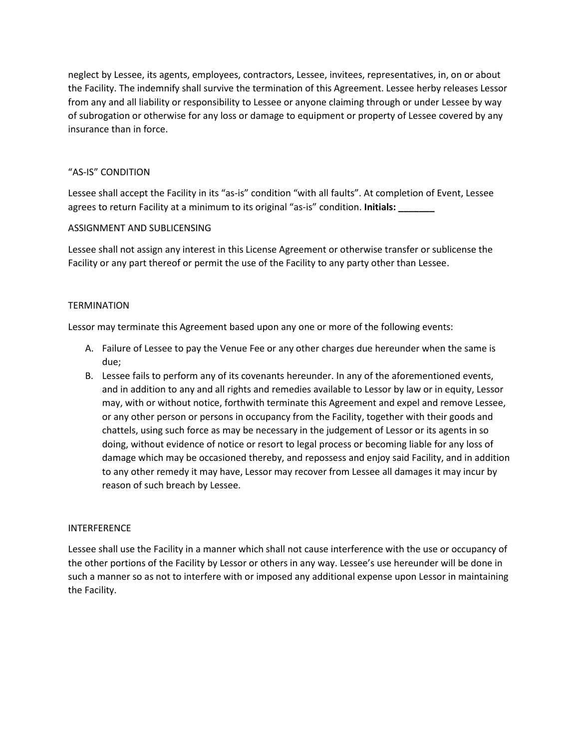neglect by Lessee, its agents, employees, contractors, Lessee, invitees, representatives, in, on or about the Facility. The indemnify shall survive the termination of this Agreement. Lessee herby releases Lessor from any and all liability or responsibility to Lessee or anyone claiming through or under Lessee by way of subrogation or otherwise for any loss or damage to equipment or property of Lessee covered by any insurance than in force.

## "AS-IS" CONDITION

Lessee shall accept the Facility in its "as-is" condition "with all faults". At completion of Event, Lessee agrees to return Facility at a minimum to its original "as-is" condition. **Initials: _______**

## ASSIGNMENT AND SUBLICENSING

Lessee shall not assign any interest in this License Agreement or otherwise transfer or sublicense the Facility or any part thereof or permit the use of the Facility to any party other than Lessee.

## TERMINATION

Lessor may terminate this Agreement based upon any one or more of the following events:

A. Failure of Lessee to pay the Venue Fee or any other charges due hereunder when the same is due;
B. Lessee fails to perform any of its covenants hereunder. In any of the aforementioned events, and in addition to any and all rights and remedies available to Lessor by law or in equity, Lessor may, with or without notice, forthwith terminate this Agreement and expel and remove Lessee, or any other person or persons in occupancy from the Facility, together with their goods and chattels, using such force as may be necessary in the judgement of Lessor or its agents in so doing, without evidence of notice or resort to legal process or becoming liable for any loss of damage which may be occasioned thereby, and repossess and enjoy said Facility, and in addition to any other remedy it may have, Lessor may recover from Lessee all damages it may incur by reason of such breach by Lessee.

## INTERFERENCE

Lessee shall use the Facility in a manner which shall not cause interference with the use or occupancy of the other portions of the Facility by Lessor or others in any way. Lessee's use hereunder will be done in such a manner so as not to interfere with or imposed any additional expense upon Lessor in maintaining the Facility.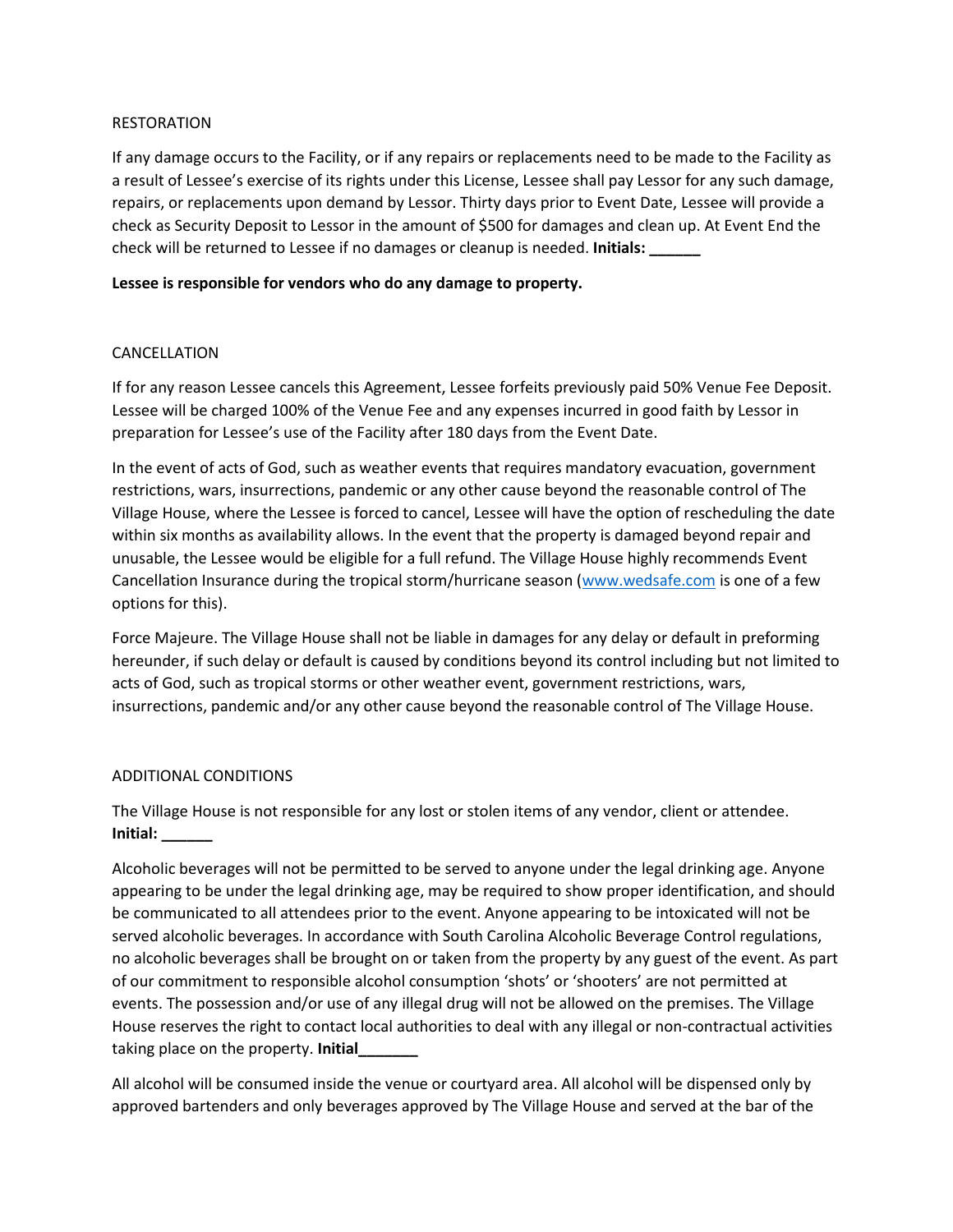## RESTORATION

If any damage occurs to the Facility, or if any repairs or replacements need to be made to the Facility as a result of Lessee's exercise of its rights under this License, Lessee shall pay Lessor for any such damage, repairs, or replacements upon demand by Lessor. Thirty days prior to Event Date, Lessee will provide a check as Security Deposit to Lessor in the amount of $500 for damages and clean up. At Event End the check will be returned to Lessee if no damages or cleanup is needed. **Initials: ______**

**Lessee is responsible for vendors who do any damage to property.**

## CANCELLATION

If for any reason Lessee cancels this Agreement, Lessee forfeits previously paid 50% Venue Fee Deposit. Lessee will be charged 100% of the Venue Fee and any expenses incurred in good faith by Lessor in preparation for Lessee's use of the Facility after 180 days from the Event Date.

In the event of acts of God, such as weather events that requires mandatory evacuation, government restrictions, wars, insurrections, pandemic or any other cause beyond the reasonable control of The Village House, where the Lessee is forced to cancel, Lessee will have the option of rescheduling the date within six months as availability allows. In the event that the property is damaged beyond repair and unusable, the Lessee would be eligible for a full refund. The Village House highly recommends Event Cancellation Insurance during the tropical storm/hurricane season (www.wedsafe.com is one of a few options for this).

Force Majeure. The Village House shall not be liable in damages for any delay or default in preforming hereunder, if such delay or default is caused by conditions beyond its control including but not limited to acts of God, such as tropical storms or other weather event, government restrictions, wars, insurrections, pandemic and/or any other cause beyond the reasonable control of The Village House.

## ADDITIONAL CONDITIONS

The Village House is not responsible for any lost or stolen items of any vendor, client or attendee. **Initial: ______**

Alcoholic beverages will not be permitted to be served to anyone under the legal drinking age. Anyone appearing to be under the legal drinking age, may be required to show proper identification, and should be communicated to all attendees prior to the event. Anyone appearing to be intoxicated will not be served alcoholic beverages. In accordance with South Carolina Alcoholic Beverage Control regulations, no alcoholic beverages shall be brought on or taken from the property by any guest of the event. As part of our commitment to responsible alcohol consumption 'shots' or 'shooters' are not permitted at events. The possession and/or use of any illegal drug will not be allowed on the premises. The Village House reserves the right to contact local authorities to deal with any illegal or non-contractual activities taking place on the property. **Initial_______**

All alcohol will be consumed inside the venue or courtyard area. All alcohol will be dispensed only by approved bartenders and only beverages approved by The Village House and served at the bar of the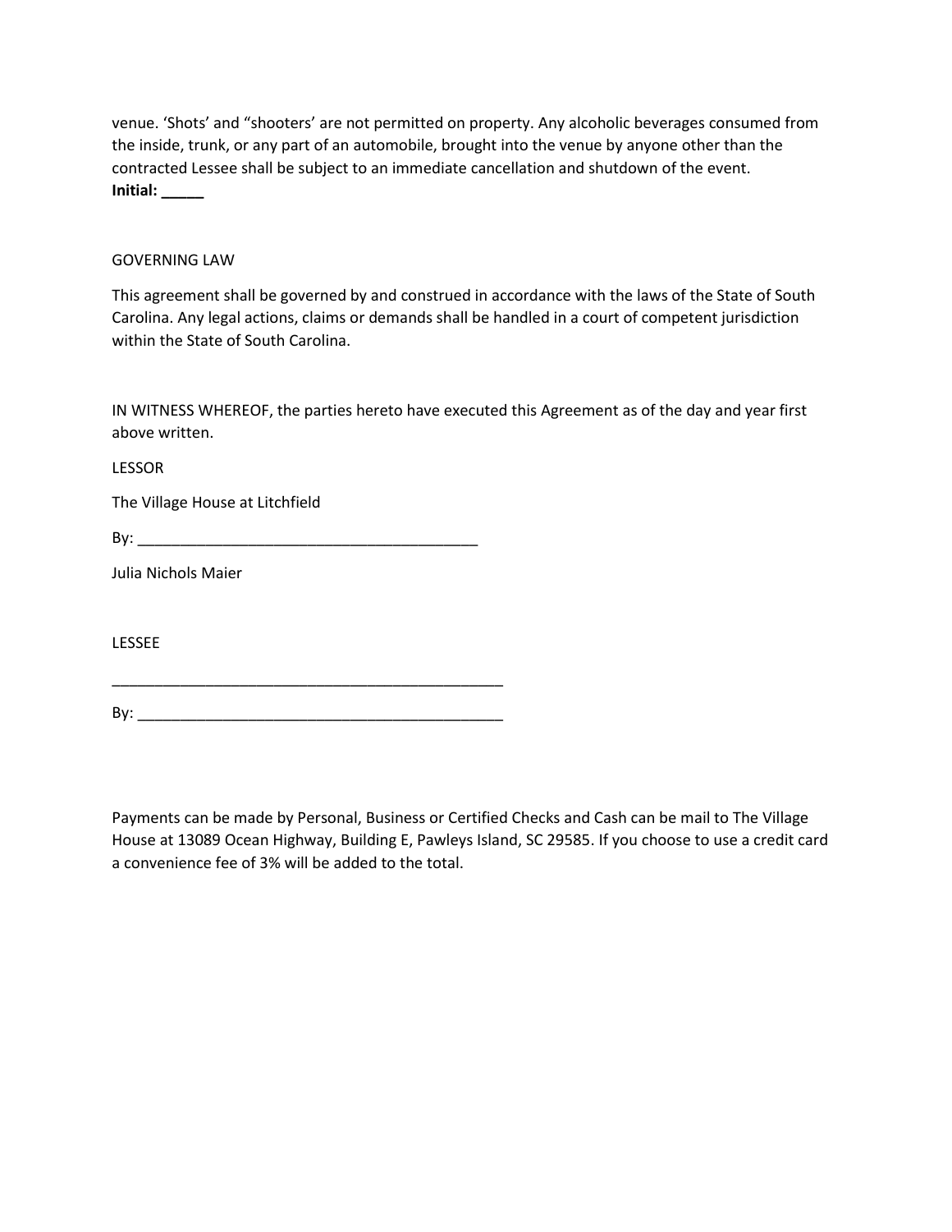venue. 'Shots' and "shooters' are not permitted on property. Any alcoholic beverages consumed from the inside, trunk, or any part of an automobile, brought into the venue by anyone other than the contracted Lessee shall be subject to an immediate cancellation and shutdown of the event.
**Initial: _____**

GOVERNING LAW

This agreement shall be governed by and construed in accordance with the laws of the State of South Carolina. Any legal actions, claims or demands shall be handled in a court of competent jurisdiction within the State of South Carolina.

IN WITNESS WHEREOF, the parties hereto have executed this Agreement as of the day and year first above written.

LESSOR

The Village House at Litchfield

By: _________________________________________

Julia Nichols Maier

LESSEE

________________________________________________

By: ____________________________________________

Payments can be made by Personal, Business or Certified Checks and Cash can be mail to The Village House at 13089 Ocean Highway, Building E, Pawleys Island, SC 29585. If you choose to use a credit card a convenience fee of 3% will be added to the total.